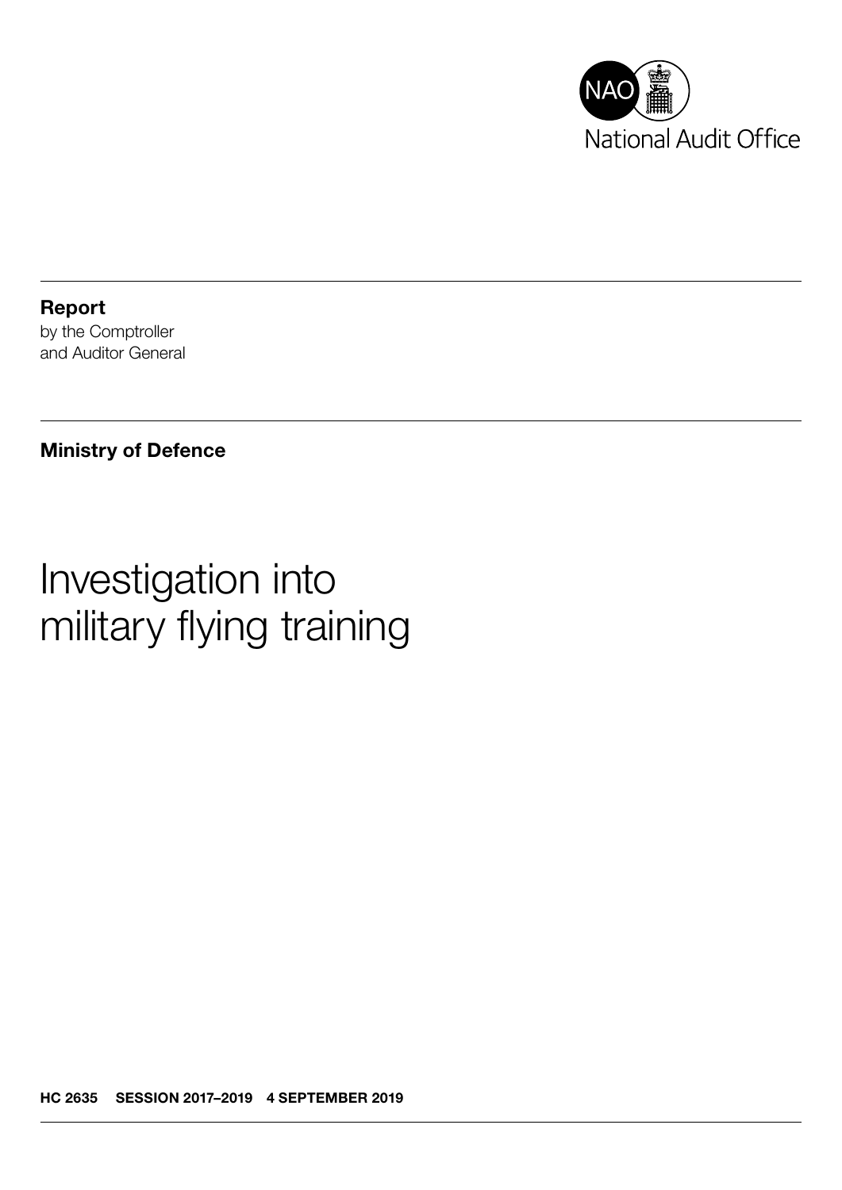National Audit Office

**Report**
by the Comptroller
and Auditor General

**Ministry of Defence**

# Investigation into military flying training

**HC 2635 SESSION 2017–2019 4 SEPTEMBER 2019**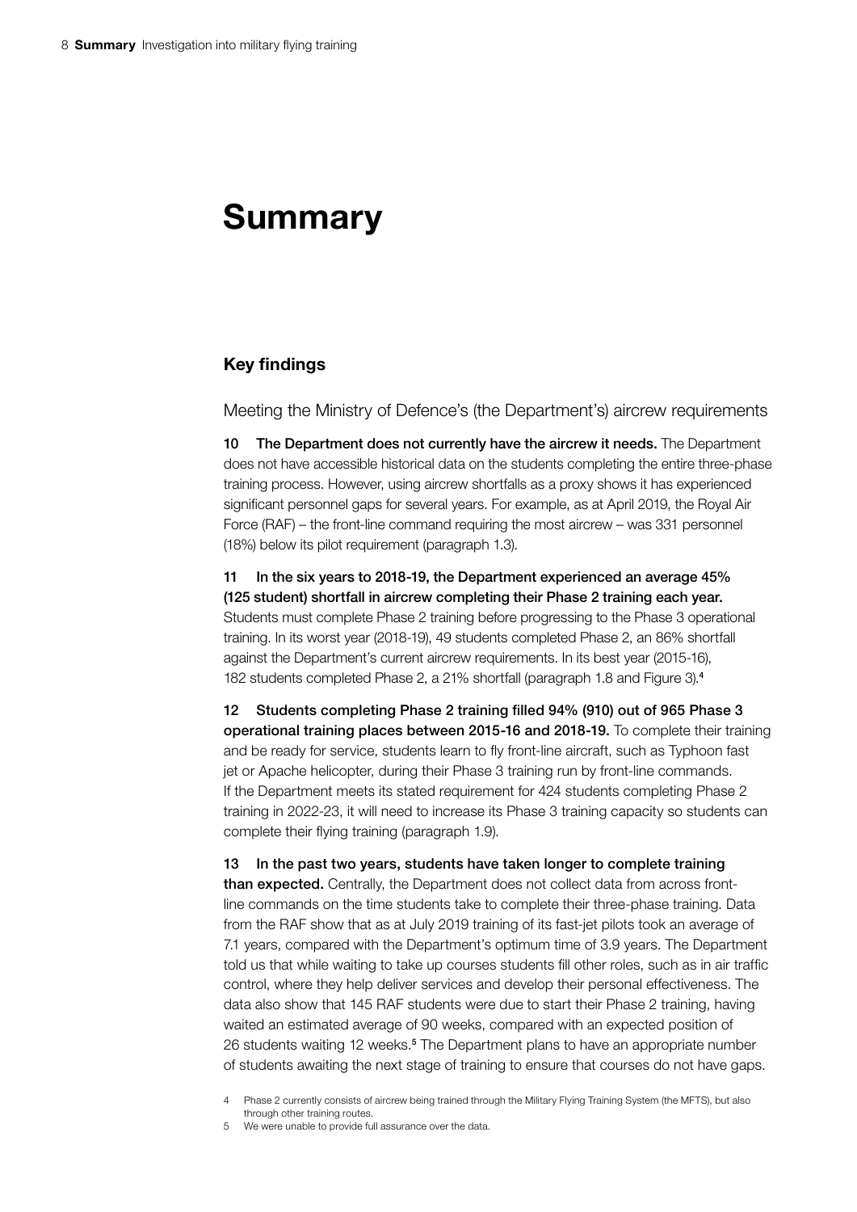# Summary

## Key findings

### Meeting the Ministry of Defence's (the Department's) aircrew requirements

**10 The Department does not currently have the aircrew it needs.** The Department does not have accessible historical data on the students completing the entire three-phase training process. However, using aircrew shortfalls as a proxy shows it has experienced significant personnel gaps for several years. For example, as at April 2019, the Royal Air Force (RAF) – the front-line command requiring the most aircrew – was 331 personnel (18%) below its pilot requirement (paragraph 1.3).

**11 In the six years to 2018-19, the Department experienced an average 45% (125 student) shortfall in aircrew completing their Phase 2 training each year.** Students must complete Phase 2 training before progressing to the Phase 3 operational training. In its worst year (2018-19), 49 students completed Phase 2, an 86% shortfall against the Department's current aircrew requirements. In its best year (2015-16), 182 students completed Phase 2, a 21% shortfall (paragraph 1.8 and Figure 3).[4]

**12 Students completing Phase 2 training filled 94% (910) out of 965 Phase 3 operational training places between 2015-16 and 2018-19.** To complete their training and be ready for service, students learn to fly front-line aircraft, such as Typhoon fast jet or Apache helicopter, during their Phase 3 training run by front-line commands. If the Department meets its stated requirement for 424 students completing Phase 2 training in 2022-23, it will need to increase its Phase 3 training capacity so students can complete their flying training (paragraph 1.9).

**13 In the past two years, students have taken longer to complete training than expected.** Centrally, the Department does not collect data from across front-line commands on the time students take to complete their three-phase training. Data from the RAF show that as at July 2019 training of its fast-jet pilots took an average of 7.1 years, compared with the Department's optimum time of 3.9 years. The Department told us that while waiting to take up courses students fill other roles, such as in air traffic control, where they help deliver services and develop their personal effectiveness. The data also show that 145 RAF students were due to start their Phase 2 training, having waited an estimated average of 90 weeks, compared with an expected position of 26 students waiting 12 weeks.[5] The Department plans to have an appropriate number of students awaiting the next stage of training to ensure that courses do not have gaps.

4 Phase 2 currently consists of aircrew being trained through the Military Flying Training System (the MFTS), but also through other training routes.

5 We were unable to provide full assurance over the data.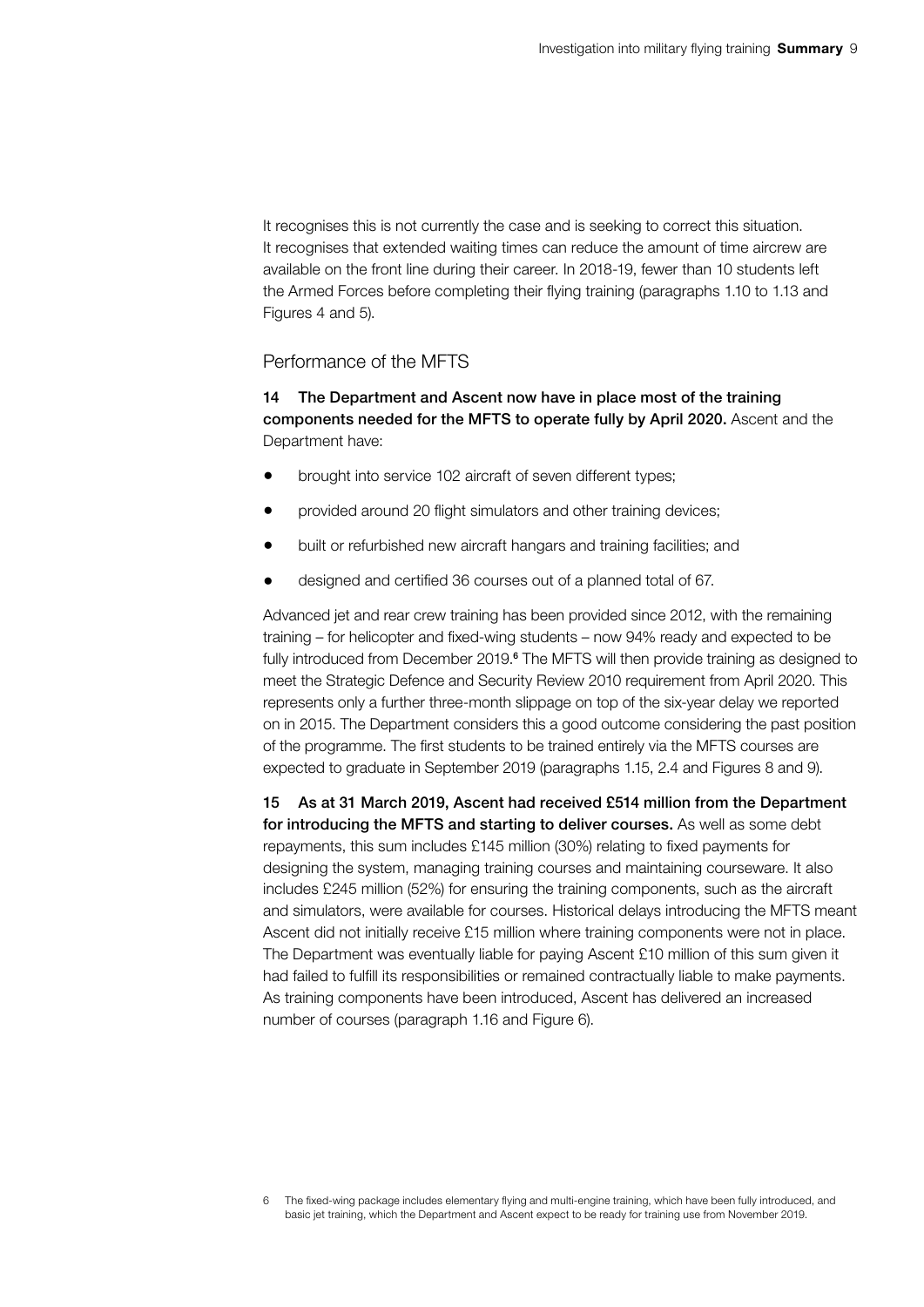It recognises this is not currently the case and is seeking to correct this situation. It recognises that extended waiting times can reduce the amount of time aircrew are available on the front line during their career. In 2018-19, fewer than 10 students left the Armed Forces before completing their flying training (paragraphs 1.10 to 1.13 and Figures 4 and 5).

## Performance of the MFTS

**14 The Department and Ascent now have in place most of the training components needed for the MFTS to operate fully by April 2020.** Ascent and the Department have:

- brought into service 102 aircraft of seven different types;
- provided around 20 flight simulators and other training devices;
- built or refurbished new aircraft hangars and training facilities; and
- designed and certified 36 courses out of a planned total of 67.

Advanced jet and rear crew training has been provided since 2012, with the remaining training – for helicopter and fixed-wing students – now 94% ready and expected to be fully introduced from December 2019.[6] The MFTS will then provide training as designed to meet the Strategic Defence and Security Review 2010 requirement from April 2020. This represents only a further three-month slippage on top of the six-year delay we reported on in 2015. The Department considers this a good outcome considering the past position of the programme. The first students to be trained entirely via the MFTS courses are expected to graduate in September 2019 (paragraphs 1.15, 2.4 and Figures 8 and 9).

**15 As at 31 March 2019, Ascent had received £514 million from the Department for introducing the MFTS and starting to deliver courses.** As well as some debt repayments, this sum includes £145 million (30%) relating to fixed payments for designing the system, managing training courses and maintaining courseware. It also includes £245 million (52%) for ensuring the training components, such as the aircraft and simulators, were available for courses. Historical delays introducing the MFTS meant Ascent did not initially receive £15 million where training components were not in place. The Department was eventually liable for paying Ascent £10 million of this sum given it had failed to fulfill its responsibilities or remained contractually liable to make payments. As training components have been introduced, Ascent has delivered an increased number of courses (paragraph 1.16 and Figure 6).

6 The fixed-wing package includes elementary flying and multi-engine training, which have been fully introduced, and basic jet training, which the Department and Ascent expect to be ready for training use from November 2019.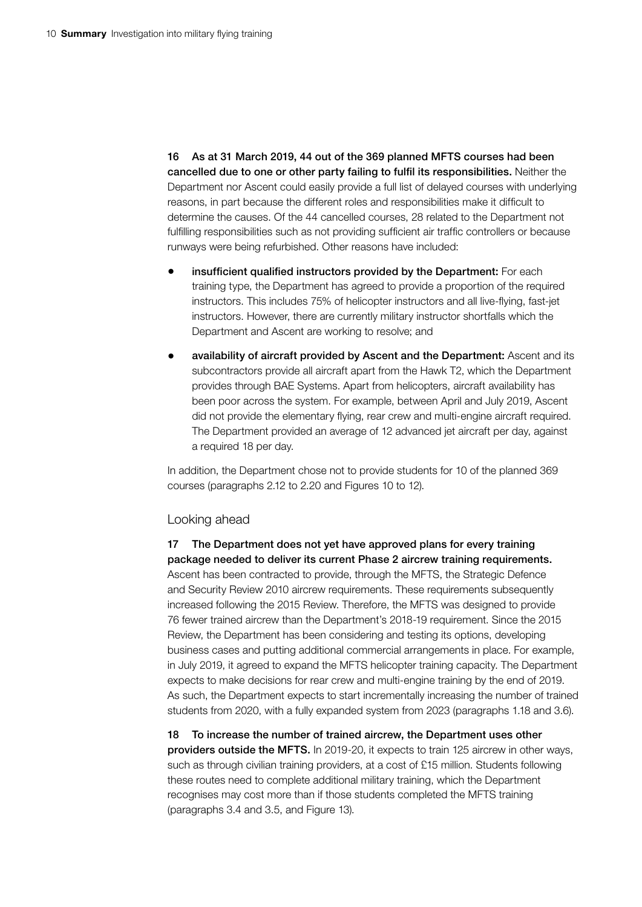**16 As at 31 March 2019, 44 out of the 369 planned MFTS courses had been cancelled due to one or other party failing to fulfil its responsibilities.** Neither the Department nor Ascent could easily provide a full list of delayed courses with underlying reasons, in part because the different roles and responsibilities make it difficult to determine the causes. Of the 44 cancelled courses, 28 related to the Department not fulfilling responsibilities such as not providing sufficient air traffic controllers or because runways were being refurbished. Other reasons have included:

- **insufficient qualified instructors provided by the Department:** For each training type, the Department has agreed to provide a proportion of the required instructors. This includes 75% of helicopter instructors and all live-flying, fast-jet instructors. However, there are currently military instructor shortfalls which the Department and Ascent are working to resolve; and
- **availability of aircraft provided by Ascent and the Department:** Ascent and its subcontractors provide all aircraft apart from the Hawk T2, which the Department provides through BAE Systems. Apart from helicopters, aircraft availability has been poor across the system. For example, between April and July 2019, Ascent did not provide the elementary flying, rear crew and multi-engine aircraft required. The Department provided an average of 12 advanced jet aircraft per day, against a required 18 per day.

In addition, the Department chose not to provide students for 10 of the planned 369 courses (paragraphs 2.12 to 2.20 and Figures 10 to 12).

## Looking ahead

**17 The Department does not yet have approved plans for every training package needed to deliver its current Phase 2 aircrew training requirements.** Ascent has been contracted to provide, through the MFTS, the Strategic Defence and Security Review 2010 aircrew requirements. These requirements subsequently increased following the 2015 Review. Therefore, the MFTS was designed to provide 76 fewer trained aircrew than the Department's 2018-19 requirement. Since the 2015 Review, the Department has been considering and testing its options, developing business cases and putting additional commercial arrangements in place. For example, in July 2019, it agreed to expand the MFTS helicopter training capacity. The Department expects to make decisions for rear crew and multi-engine training by the end of 2019. As such, the Department expects to start incrementally increasing the number of trained students from 2020, with a fully expanded system from 2023 (paragraphs 1.18 and 3.6).

**18 To increase the number of trained aircrew, the Department uses other providers outside the MFTS.** In 2019-20, it expects to train 125 aircrew in other ways, such as through civilian training providers, at a cost of £15 million. Students following these routes need to complete additional military training, which the Department recognises may cost more than if those students completed the MFTS training (paragraphs 3.4 and 3.5, and Figure 13).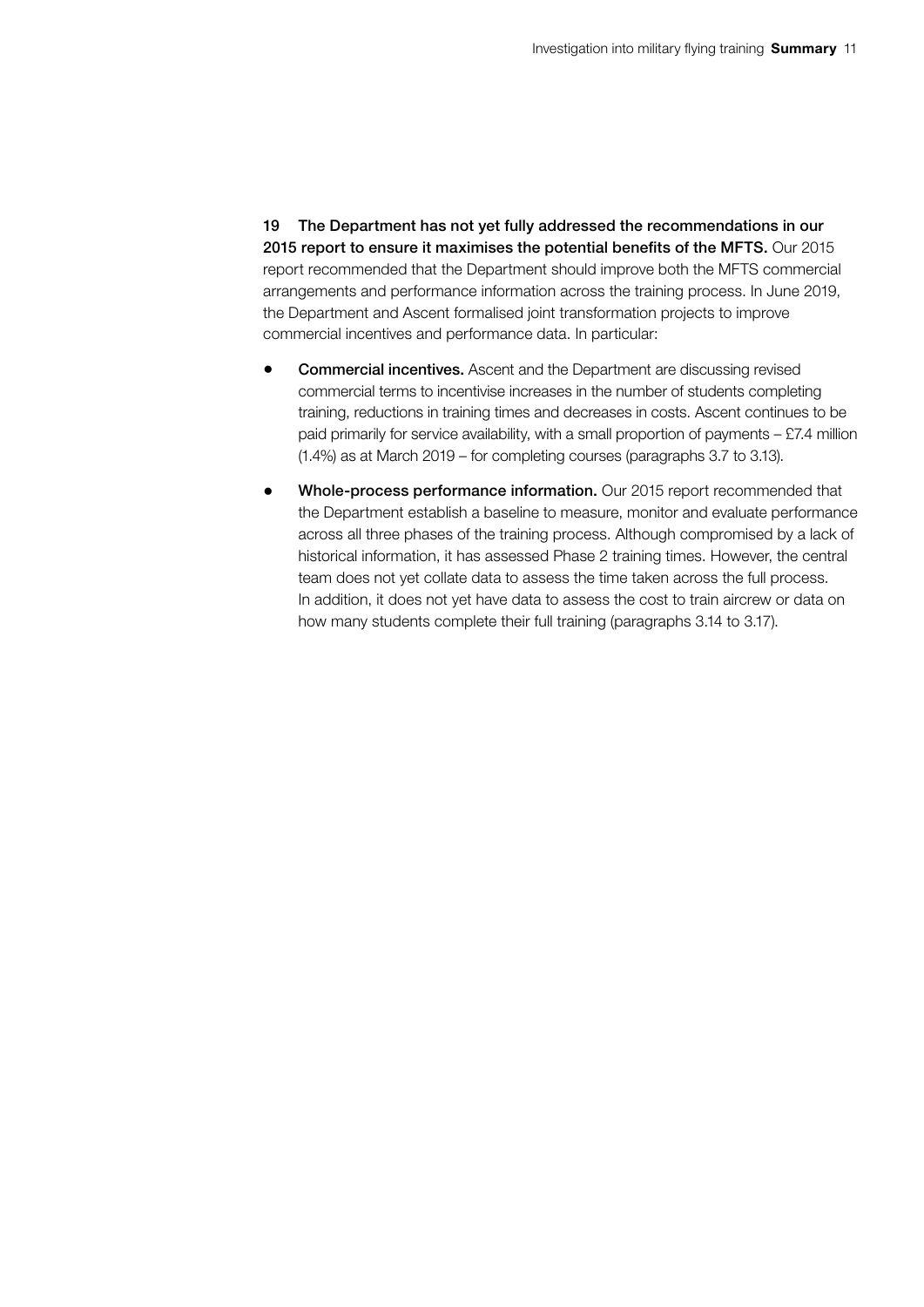**19 The Department has not yet fully addressed the recommendations in our 2015 report to ensure it maximises the potential benefits of the MFTS.** Our 2015 report recommended that the Department should improve both the MFTS commercial arrangements and performance information across the training process. In June 2019, the Department and Ascent formalised joint transformation projects to improve commercial incentives and performance data. In particular:

- **Commercial incentives.** Ascent and the Department are discussing revised commercial terms to incentivise increases in the number of students completing training, reductions in training times and decreases in costs. Ascent continues to be paid primarily for service availability, with a small proportion of payments – £7.4 million (1.4%) as at March 2019 – for completing courses (paragraphs 3.7 to 3.13).
- **Whole-process performance information.** Our 2015 report recommended that the Department establish a baseline to measure, monitor and evaluate performance across all three phases of the training process. Although compromised by a lack of historical information, it has assessed Phase 2 training times. However, the central team does not yet collate data to assess the time taken across the full process. In addition, it does not yet have data to assess the cost to train aircrew or data on how many students complete their full training (paragraphs 3.14 to 3.17).